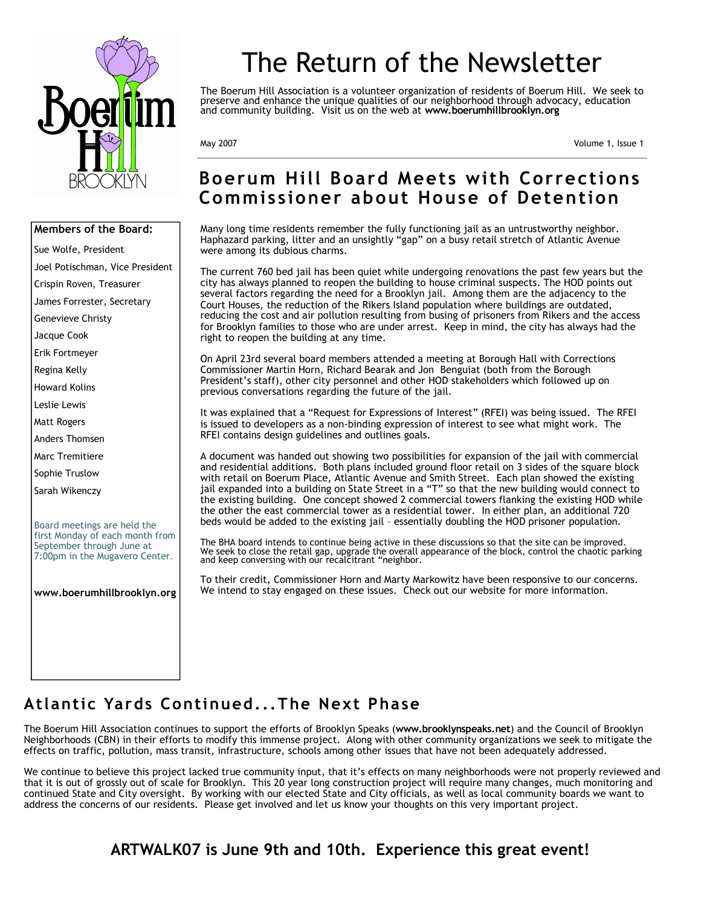# The Return of the Newsletter

The Boerum Hill Association is a volunteer organization of residents of Boerum Hill. We seek to preserve and enhance the unique qualities of our neighborhood through advocacy, education and community building. Visit us on the web at **www.boerumhillbrooklyn.org**

May 2007

## Boerum Hill Board Meets with Corrections Commissioner about House of Detention

Many long time residents remember the fully functioning jail as an untrustworthy neighbor. Haphazard parking, litter and an unsightly "gap" on a busy retail stretch of Atlantic Avenue were among its dubious charms.

The current 760 bed jail has been quiet while undergoing renovations the past few years but the city has always planned to reopen the building to house criminal suspects. The HOD points out several factors regarding the need for a Brooklyn jail. Among them are the adjacency to the Court Houses, the reduction of the Rikers Island population where buildings are outdated, reducing the cost and air pollution resulting from busing of prisoners from Rikers and the access for Brooklyn families to those who are under arrest. Keep in mind, the city has always had the right to reopen the building at any time.

On April 23rd several board members attended a meeting at Borough Hall with Corrections Commissioner Martin Horn, Richard Bearak and Jon Benguiat (both from the Borough President's staff), other city personnel and other HOD stakeholders which followed up on previous conversations regarding the future of the jail.

It was explained that a "Request for Expressions of Interest" (RFEI) was being issued. The RFEI is issued to developers as a non-binding expression of interest to see what might work. The RFEI contains design guidelines and outlines goals.

A document was handed out showing two possibilities for expansion of the jail with commercial and residential additions. Both plans included ground floor retail on 3 sides of the square block with retail on Boerum Place, Atlantic Avenue and Smith Street. Each plan showed the existing jail expanded into a building on State Street in a "T" so that the new building would connect to the existing building. One concept showed 2 commercial towers flanking the existing HOD while the other the east commercial tower as a residential tower. In either plan, an additional 720 beds would be added to the existing jail – essentially doubling the HOD prisoner population.

The BHA board intends to continue being active in these discussions so that the site can be improved. We seek to close the retail gap, upgrade the overall appearance of the block, control the chaotic parking and keep conversing with our recalcitrant "neighbor.

To their credit, Commissioner Horn and Marty Markowitz have been responsive to our concerns. We intend to stay engaged on these issues. Check out our website for more information.

**Members of the Board:**

- Sue Wolfe, President
- Joel Potischman, Vice President
- Crispin Roven, Treasurer
- James Forrester, Secretary
- Genevieve Christy
- Jacque Cook
- Erik Fortmeyer
- Regina Kelly
- Howard Kolins
- Leslie Lewis
- Matt Rogers
- Anders Thomsen
- Marc Tremitiere
- Sophie Truslow
- Sarah Wikenczy

Board meetings are held the first Monday of each month from September through June at 7:00pm in the Mugavero Center.

**www.boerumhillbrooklyn.org**

## Atlantic Yards Continued...The Next Phase

The Boerum Hill Association continues to support the efforts of Brooklyn Speaks (**www.brooklynspeaks.net**) and the Council of Brooklyn Neighborhoods (CBN) in their efforts to modify this immense project. Along with other community organizations we seek to mitigate the effects on traffic, pollution, mass transit, infrastructure, schools among other issues that have not been adequately addressed.

We continue to believe this project lacked true community input, that it's effects on many neighborhoods were not properly reviewed and that it is out of grossly out of scale for Brooklyn. This 20 year long construction project will require many changes, much monitoring and continued State and City oversight. By working with our elected State and City officials, as well as local community boards we want to address the concerns of our residents. Please get involved and let us know your thoughts on this very important project.

## ARTWALK07 is June 9th and 10th. Experience this great event!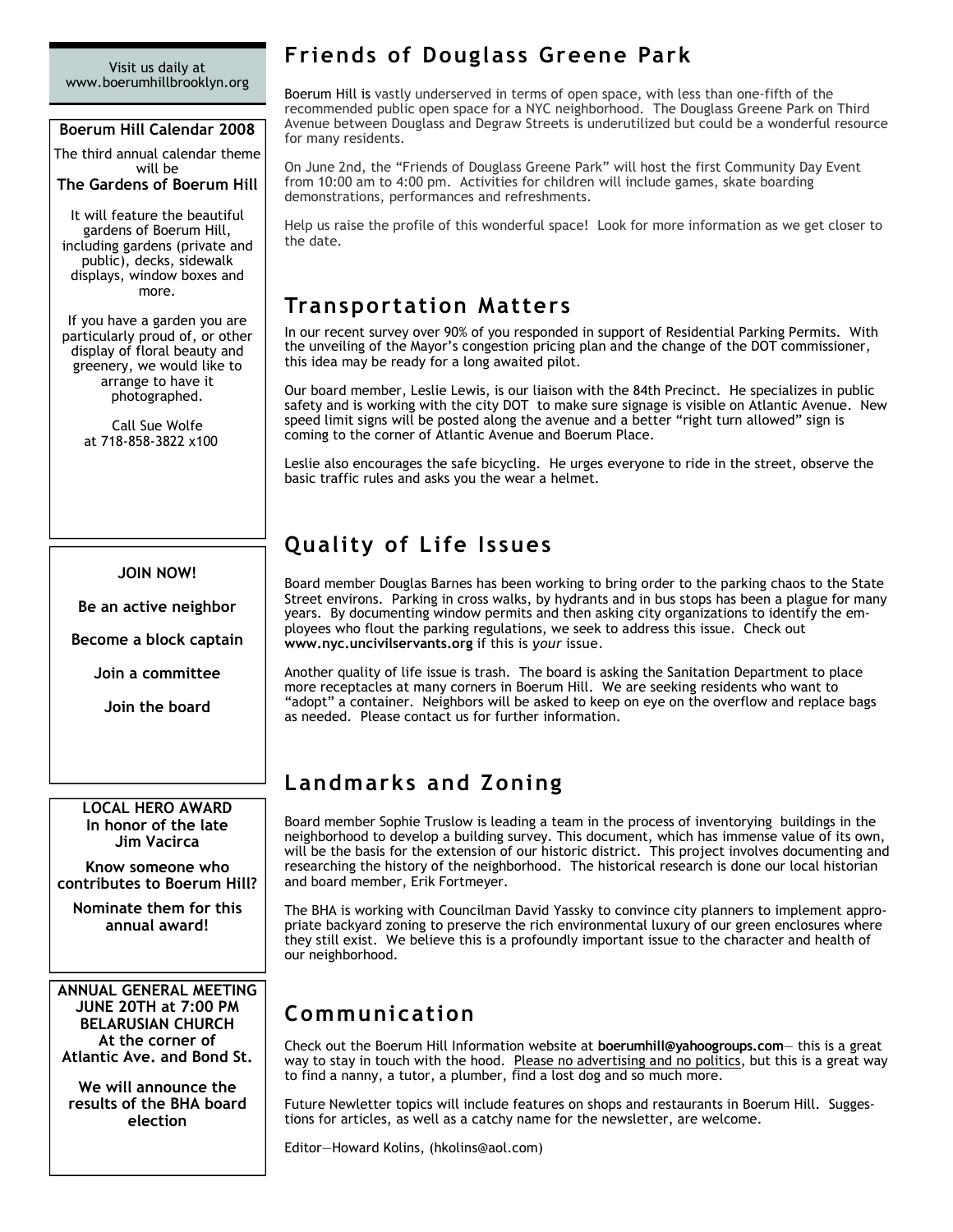Visit us daily at www.boerumhillbrooklyn.org

**Boerum Hill Calendar 2008**

The third annual calendar theme will be
**The Gardens of Boerum Hill**

It will feature the beautiful gardens of Boerum Hill, including gardens (private and public), decks, sidewalk displays, window boxes and more.

If you have a garden you are particularly proud of, or other display of floral beauty and greenery, we would like to arrange to have it photographed.

Call Sue Wolfe
at 718-858-3822 x100

**JOIN NOW!**

**Be an active neighbor**

**Become a block captain**

**Join a committee**

**Join the board**

**LOCAL HERO AWARD**
**In honor of the late Jim Vacirca**

**Know someone who contributes to Boerum Hill?**

**Nominate them for this annual award!**

**ANNUAL GENERAL MEETING**
**JUNE 20TH at 7:00 PM**
**BELARUSIAN CHURCH**
**At the corner of Atlantic Ave. and Bond St.**

**We will announce the results of the BHA board election**

## Friends of Douglass Greene Park

Boerum Hill is vastly underserved in terms of open space, with less than one-fifth of the recommended public open space for a NYC neighborhood. The Douglass Greene Park on Third Avenue between Douglass and Degraw Streets is underutilized but could be a wonderful resource for many residents.

On June 2nd, the "Friends of Douglass Greene Park" will host the first Community Day Event from 10:00 am to 4:00 pm. Activities for children will include games, skate boarding demonstrations, performances and refreshments.

Help us raise the profile of this wonderful space! Look for more information as we get closer to the date.

## Transportation Matters

In our recent survey over 90% of you responded in support of Residential Parking Permits. With the unveiling of the Mayor's congestion pricing plan and the change of the DOT commissioner, this idea may be ready for a long awaited pilot.

Our board member, Leslie Lewis, is our liaison with the 84th Precinct. He specializes in public safety and is working with the city DOT to make sure signage is visible on Atlantic Avenue. New speed limit signs will be posted along the avenue and a better "right turn allowed" sign is coming to the corner of Atlantic Avenue and Boerum Place.

Leslie also encourages the safe bicycling. He urges everyone to ride in the street, observe the basic traffic rules and asks you the wear a helmet.

## Quality of Life Issues

Board member Douglas Barnes has been working to bring order to the parking chaos to the State Street environs. Parking in cross walks, by hydrants and in bus stops has been a plague for many years. By documenting window permits and then asking city organizations to identify the employees who flout the parking regulations, we seek to address this issue. Check out **www.nyc.uncivilservants.org** if this is *your* issue.

Another quality of life issue is trash. The board is asking the Sanitation Department to place more receptacles at many corners in Boerum Hill. We are seeking residents who want to "adopt" a container. Neighbors will be asked to keep on eye on the overflow and replace bags as needed. Please contact us for further information.

## Landmarks and Zoning

Board member Sophie Truslow is leading a team in the process of inventorying buildings in the neighborhood to develop a building survey. This document, which has immense value of its own, will be the basis for the extension of our historic district. This project involves documenting and researching the history of the neighborhood. The historical research is done our local historian and board member, Erik Fortmeyer.

The BHA is working with Councilman David Yassky to convince city planners to implement appropriate backyard zoning to preserve the rich environmental luxury of our green enclosures where they still exist. We believe this is a profoundly important issue to the character and health of our neighborhood.

## Communication

Check out the Boerum Hill Information website at **boerumhill@yahoogroups.com**— this is a great way to stay in touch with the hood. Please no advertising and no politics, but this is a great way to find a nanny, a tutor, a plumber, find a lost dog and so much more.

Future Newletter topics will include features on shops and restaurants in Boerum Hill. Suggestions for articles, as well as a catchy name for the newsletter, are welcome.

Editor—Howard Kolins, (hkolins@aol.com)